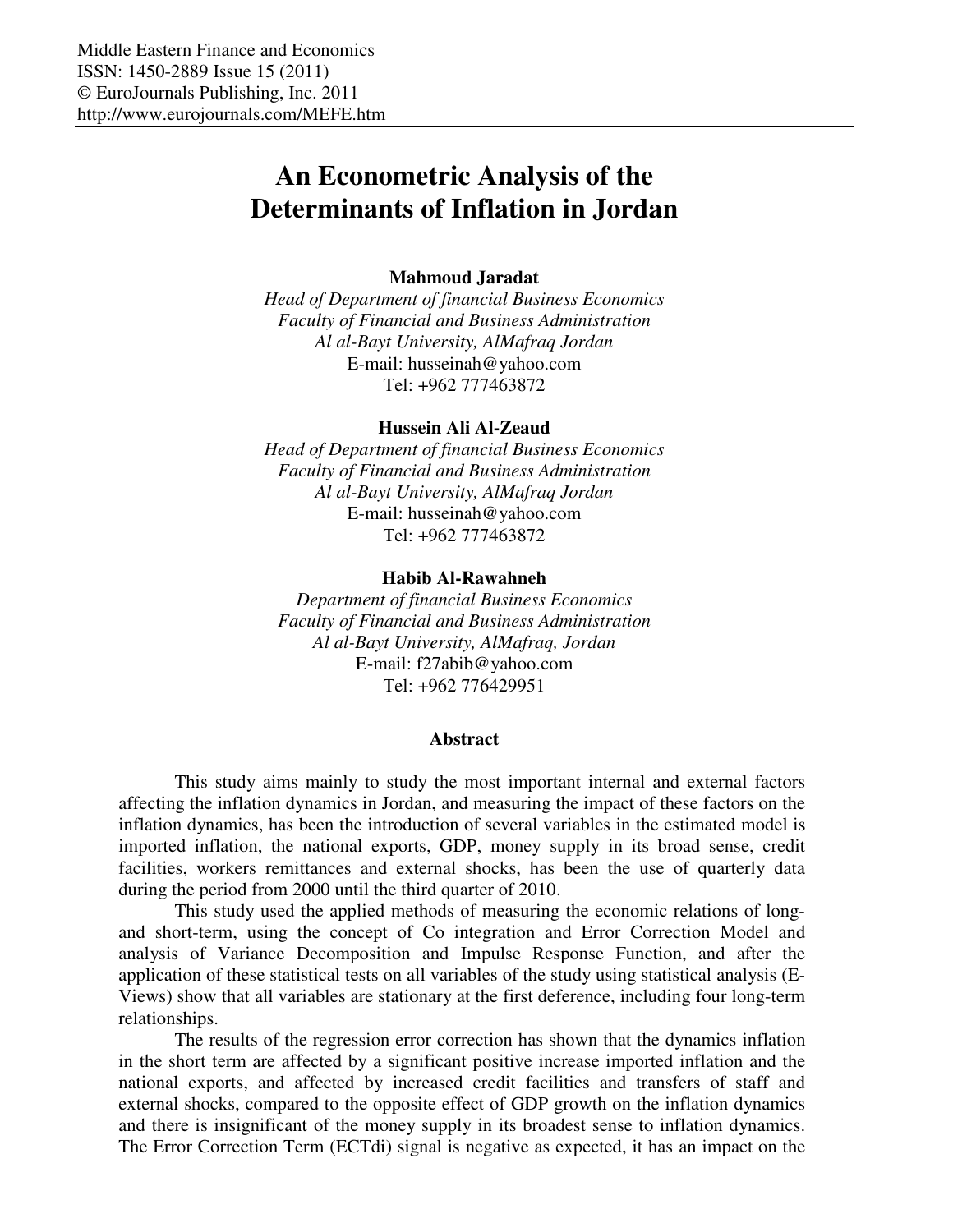Middle Eastern Finance and Economics
ISSN: 1450-2889 Issue 15 (2011)
© EuroJournals Publishing, Inc. 2011
http://www.eurojournals.com/MEFE.htm

# An Econometric Analysis of the Determinants of Inflation in Jordan

**Mahmoud Jaradat**
*Head of Department of financial Business Economics*
*Faculty of Financial and Business Administration*
*Al al-Bayt University, AlMafraq Jordan*
E-mail: husseinah@yahoo.com
Tel: +962 777463872

**Hussein Ali Al-Zeaud**
*Head of Department of financial Business Economics*
*Faculty of Financial and Business Administration*
*Al al-Bayt University, AlMafraq Jordan*
E-mail: husseinah@yahoo.com
Tel: +962 777463872

**Habib Al-Rawahneh**
*Department of financial Business Economics*
*Faculty of Financial and Business Administration*
*Al al-Bayt University, AlMafraq, Jordan*
E-mail: f27abib@yahoo.com
Tel: +962 776429951

## Abstract

This study aims mainly to study the most important internal and external factors affecting the inflation dynamics in Jordan, and measuring the impact of these factors on the inflation dynamics, has been the introduction of several variables in the estimated model is imported inflation, the national exports, GDP, money supply in its broad sense, credit facilities, workers remittances and external shocks, has been the use of quarterly data during the period from 2000 until the third quarter of 2010.

This study used the applied methods of measuring the economic relations of long- and short-term, using the concept of Co integration and Error Correction Model and analysis of Variance Decomposition and Impulse Response Function, and after the application of these statistical tests on all variables of the study using statistical analysis (E-Views) show that all variables are stationary at the first deference, including four long-term relationships.

The results of the regression error correction has shown that the dynamics inflation in the short term are affected by a significant positive increase imported inflation and the national exports, and affected by increased credit facilities and transfers of staff and external shocks, compared to the opposite effect of GDP growth on the inflation dynamics and there is insignificant of the money supply in its broadest sense to inflation dynamics. The Error Correction Term (ECTdi) signal is negative as expected, it has an impact on the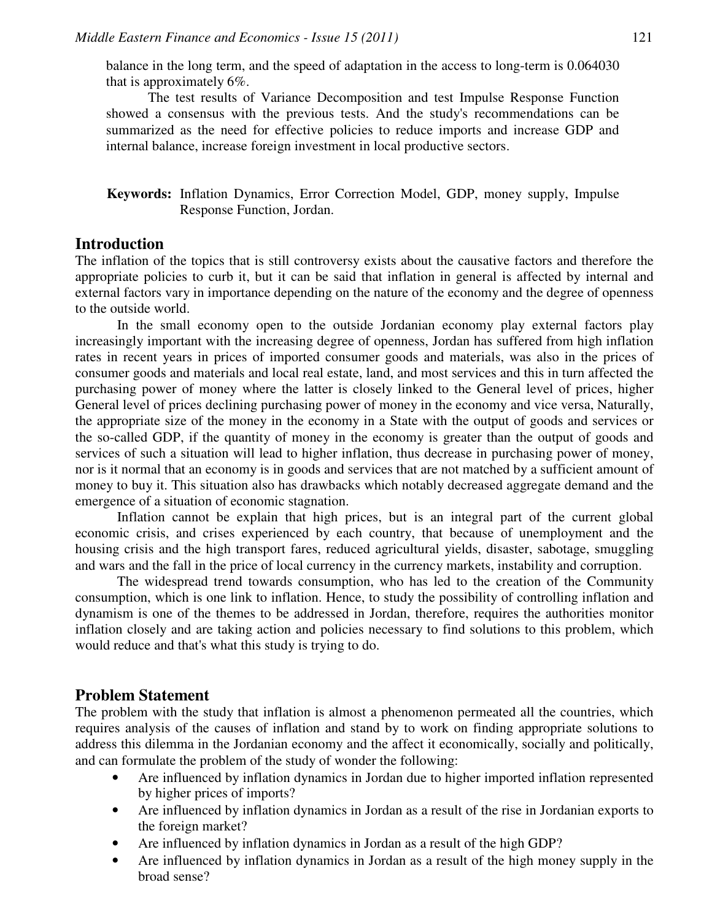balance in the long term, and the speed of adaptation in the access to long-term is 0.064030 that is approximately 6%.

The test results of Variance Decomposition and test Impulse Response Function showed a consensus with the previous tests. And the study's recommendations can be summarized as the need for effective policies to reduce imports and increase GDP and internal balance, increase foreign investment in local productive sectors.

**Keywords:** Inflation Dynamics, Error Correction Model, GDP, money supply, Impulse Response Function, Jordan.

## Introduction

The inflation of the topics that is still controversy exists about the causative factors and therefore the appropriate policies to curb it, but it can be said that inflation in general is affected by internal and external factors vary in importance depending on the nature of the economy and the degree of openness to the outside world.

In the small economy open to the outside Jordanian economy play external factors play increasingly important with the increasing degree of openness, Jordan has suffered from high inflation rates in recent years in prices of imported consumer goods and materials, was also in the prices of consumer goods and materials and local real estate, land, and most services and this in turn affected the purchasing power of money where the latter is closely linked to the General level of prices, higher General level of prices declining purchasing power of money in the economy and vice versa, Naturally, the appropriate size of the money in the economy in a State with the output of goods and services or the so-called GDP, if the quantity of money in the economy is greater than the output of goods and services of such a situation will lead to higher inflation, thus decrease in purchasing power of money, nor is it normal that an economy is in goods and services that are not matched by a sufficient amount of money to buy it. This situation also has drawbacks which notably decreased aggregate demand and the emergence of a situation of economic stagnation.

Inflation cannot be explain that high prices, but is an integral part of the current global economic crisis, and crises experienced by each country, that because of unemployment and the housing crisis and the high transport fares, reduced agricultural yields, disaster, sabotage, smuggling and wars and the fall in the price of local currency in the currency markets, instability and corruption.

The widespread trend towards consumption, who has led to the creation of the Community consumption, which is one link to inflation. Hence, to study the possibility of controlling inflation and dynamism is one of the themes to be addressed in Jordan, therefore, requires the authorities monitor inflation closely and are taking action and policies necessary to find solutions to this problem, which would reduce and that's what this study is trying to do.

## Problem Statement

The problem with the study that inflation is almost a phenomenon permeated all the countries, which requires analysis of the causes of inflation and stand by to work on finding appropriate solutions to address this dilemma in the Jordanian economy and the affect it economically, socially and politically, and can formulate the problem of the study of wonder the following:

- Are influenced by inflation dynamics in Jordan due to higher imported inflation represented by higher prices of imports?
- Are influenced by inflation dynamics in Jordan as a result of the rise in Jordanian exports to the foreign market?
- Are influenced by inflation dynamics in Jordan as a result of the high GDP?
- Are influenced by inflation dynamics in Jordan as a result of the high money supply in the broad sense?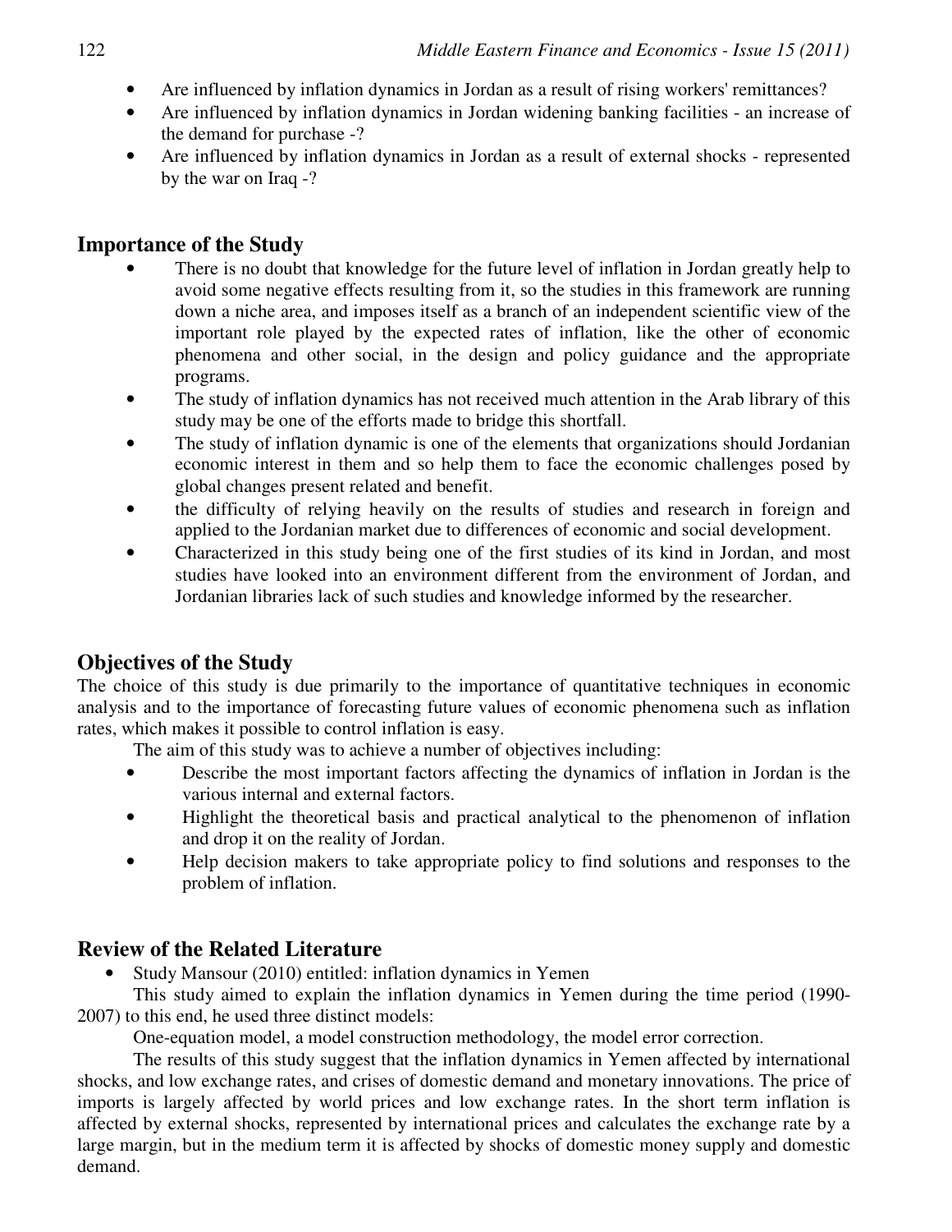- Are influenced by inflation dynamics in Jordan as a result of rising workers' remittances?
- Are influenced by inflation dynamics in Jordan widening banking facilities - an increase of the demand for purchase -?
- Are influenced by inflation dynamics in Jordan as a result of external shocks - represented by the war on Iraq -?

## Importance of the Study

- There is no doubt that knowledge for the future level of inflation in Jordan greatly help to avoid some negative effects resulting from it, so the studies in this framework are running down a niche area, and imposes itself as a branch of an independent scientific view of the important role played by the expected rates of inflation, like the other of economic phenomena and other social, in the design and policy guidance and the appropriate programs.
- The study of inflation dynamics has not received much attention in the Arab library of this study may be one of the efforts made to bridge this shortfall.
- The study of inflation dynamic is one of the elements that organizations should Jordanian economic interest in them and so help them to face the economic challenges posed by global changes present related and benefit.
- the difficulty of relying heavily on the results of studies and research in foreign and applied to the Jordanian market due to differences of economic and social development.
- Characterized in this study being one of the first studies of its kind in Jordan, and most studies have looked into an environment different from the environment of Jordan, and Jordanian libraries lack of such studies and knowledge informed by the researcher.

## Objectives of the Study

The choice of this study is due primarily to the importance of quantitative techniques in economic analysis and to the importance of forecasting future values of economic phenomena such as inflation rates, which makes it possible to control inflation is easy.

The aim of this study was to achieve a number of objectives including:

- Describe the most important factors affecting the dynamics of inflation in Jordan is the various internal and external factors.
- Highlight the theoretical basis and practical analytical to the phenomenon of inflation and drop it on the reality of Jordan.
- Help decision makers to take appropriate policy to find solutions and responses to the problem of inflation.

## Review of the Related Literature

- Study Mansour (2010) entitled: inflation dynamics in Yemen

This study aimed to explain the inflation dynamics in Yemen during the time period (1990-2007) to this end, he used three distinct models:

One-equation model, a model construction methodology, the model error correction.

The results of this study suggest that the inflation dynamics in Yemen affected by international shocks, and low exchange rates, and crises of domestic demand and monetary innovations. The price of imports is largely affected by world prices and low exchange rates. In the short term inflation is affected by external shocks, represented by international prices and calculates the exchange rate by a large margin, but in the medium term it is affected by shocks of domestic money supply and domestic demand.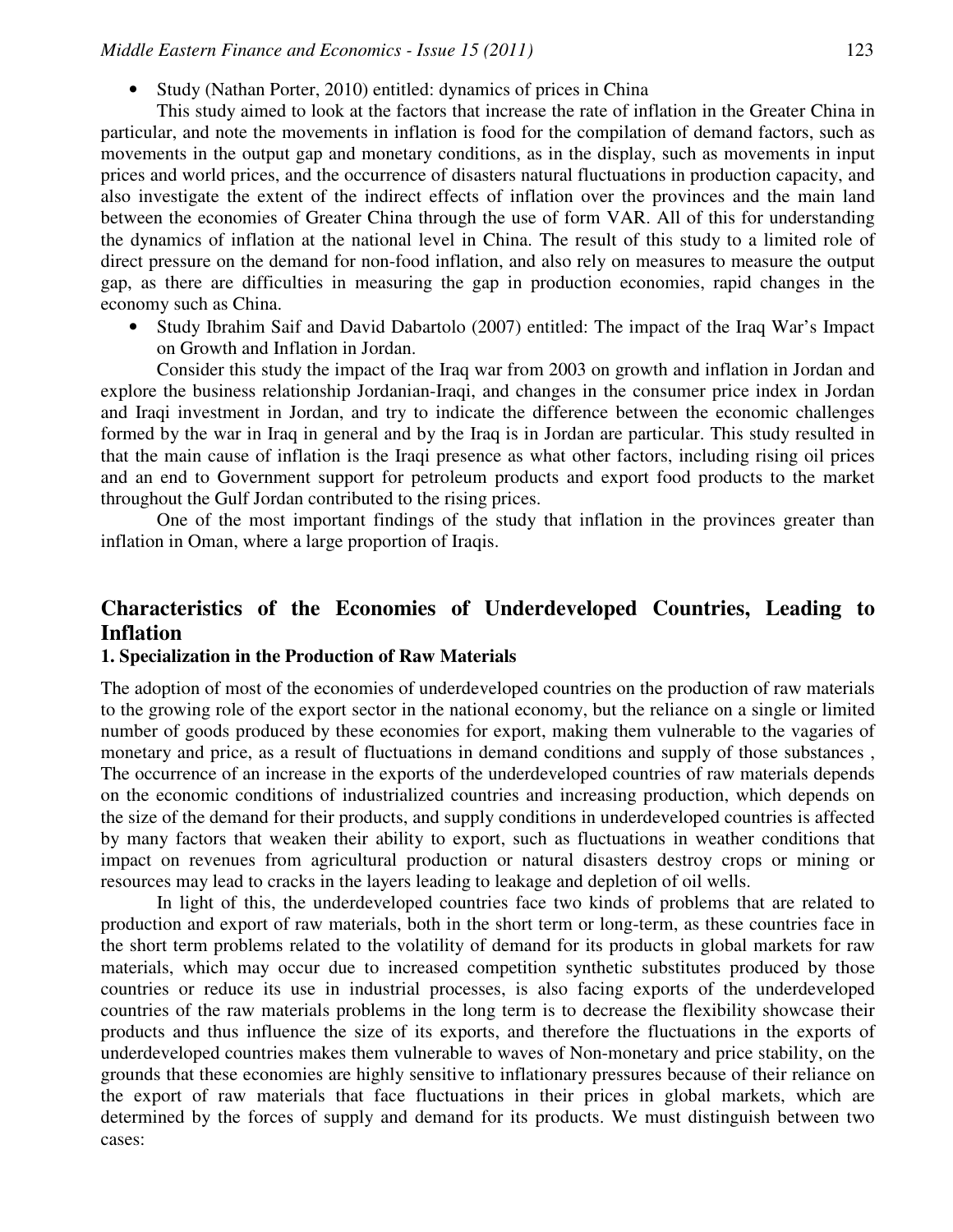- Study (Nathan Porter, 2010) entitled: dynamics of prices in China

This study aimed to look at the factors that increase the rate of inflation in the Greater China in particular, and note the movements in inflation is food for the compilation of demand factors, such as movements in the output gap and monetary conditions, as in the display, such as movements in input prices and world prices, and the occurrence of disasters natural fluctuations in production capacity, and also investigate the extent of the indirect effects of inflation over the provinces and the main land between the economies of Greater China through the use of form VAR. All of this for understanding the dynamics of inflation at the national level in China. The result of this study to a limited role of direct pressure on the demand for non-food inflation, and also rely on measures to measure the output gap, as there are difficulties in measuring the gap in production economies, rapid changes in the economy such as China.

- Study Ibrahim Saif and David Dabartolo (2007) entitled: The impact of the Iraq War's Impact on Growth and Inflation in Jordan.

Consider this study the impact of the Iraq war from 2003 on growth and inflation in Jordan and explore the business relationship Jordanian-Iraqi, and changes in the consumer price index in Jordan and Iraqi investment in Jordan, and try to indicate the difference between the economic challenges formed by the war in Iraq in general and by the Iraq is in Jordan are particular. This study resulted in that the main cause of inflation is the Iraqi presence as what other factors, including rising oil prices and an end to Government support for petroleum products and export food products to the market throughout the Gulf Jordan contributed to the rising prices.

One of the most important findings of the study that inflation in the provinces greater than inflation in Oman, where a large proportion of Iraqis.

## Characteristics of the Economies of Underdeveloped Countries, Leading to Inflation

### 1. Specialization in the Production of Raw Materials

The adoption of most of the economies of underdeveloped countries on the production of raw materials to the growing role of the export sector in the national economy, but the reliance on a single or limited number of goods produced by these economies for export, making them vulnerable to the vagaries of monetary and price, as a result of fluctuations in demand conditions and supply of those substances , The occurrence of an increase in the exports of the underdeveloped countries of raw materials depends on the economic conditions of industrialized countries and increasing production, which depends on the size of the demand for their products, and supply conditions in underdeveloped countries is affected by many factors that weaken their ability to export, such as fluctuations in weather conditions that impact on revenues from agricultural production or natural disasters destroy crops or mining or resources may lead to cracks in the layers leading to leakage and depletion of oil wells.

In light of this, the underdeveloped countries face two kinds of problems that are related to production and export of raw materials, both in the short term or long-term, as these countries face in the short term problems related to the volatility of demand for its products in global markets for raw materials, which may occur due to increased competition synthetic substitutes produced by those countries or reduce its use in industrial processes, is also facing exports of the underdeveloped countries of the raw materials problems in the long term is to decrease the flexibility showcase their products and thus influence the size of its exports, and therefore the fluctuations in the exports of underdeveloped countries makes them vulnerable to waves of Non-monetary and price stability, on the grounds that these economies are highly sensitive to inflationary pressures because of their reliance on the export of raw materials that face fluctuations in their prices in global markets, which are determined by the forces of supply and demand for its products. We must distinguish between two cases: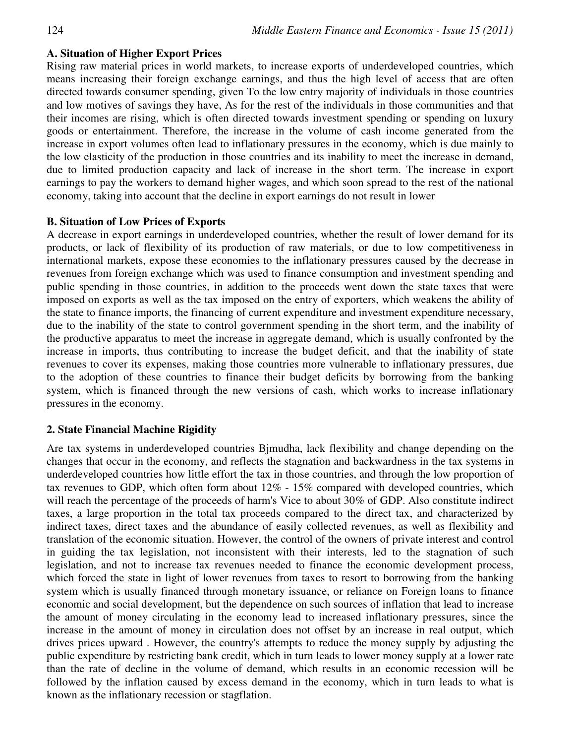### A. Situation of Higher Export Prices

Rising raw material prices in world markets, to increase exports of underdeveloped countries, which means increasing their foreign exchange earnings, and thus the high level of access that are often directed towards consumer spending, given To the low entry majority of individuals in those countries and low motives of savings they have, As for the rest of the individuals in those communities and that their incomes are rising, which is often directed towards investment spending or spending on luxury goods or entertainment. Therefore, the increase in the volume of cash income generated from the increase in export volumes often lead to inflationary pressures in the economy, which is due mainly to the low elasticity of the production in those countries and its inability to meet the increase in demand, due to limited production capacity and lack of increase in the short term. The increase in export earnings to pay the workers to demand higher wages, and which soon spread to the rest of the national economy, taking into account that the decline in export earnings do not result in lower

### B. Situation of Low Prices of Exports

A decrease in export earnings in underdeveloped countries, whether the result of lower demand for its products, or lack of flexibility of its production of raw materials, or due to low competitiveness in international markets, expose these economies to the inflationary pressures caused by the decrease in revenues from foreign exchange which was used to finance consumption and investment spending and public spending in those countries, in addition to the proceeds went down the state taxes that were imposed on exports as well as the tax imposed on the entry of exporters, which weakens the ability of the state to finance imports, the financing of current expenditure and investment expenditure necessary, due to the inability of the state to control government spending in the short term, and the inability of the productive apparatus to meet the increase in aggregate demand, which is usually confronted by the increase in imports, thus contributing to increase the budget deficit, and that the inability of state revenues to cover its expenses, making those countries more vulnerable to inflationary pressures, due to the adoption of these countries to finance their budget deficits by borrowing from the banking system, which is financed through the new versions of cash, which works to increase inflationary pressures in the economy.

## 2. State Financial Machine Rigidity

Are tax systems in underdeveloped countries Bjmudha, lack flexibility and change depending on the changes that occur in the economy, and reflects the stagnation and backwardness in the tax systems in underdeveloped countries how little effort the tax in those countries, and through the low proportion of tax revenues to GDP, which often form about 12% - 15% compared with developed countries, which will reach the percentage of the proceeds of harm's Vice to about 30% of GDP. Also constitute indirect taxes, a large proportion in the total tax proceeds compared to the direct tax, and characterized by indirect taxes, direct taxes and the abundance of easily collected revenues, as well as flexibility and translation of the economic situation. However, the control of the owners of private interest and control in guiding the tax legislation, not inconsistent with their interests, led to the stagnation of such legislation, and not to increase tax revenues needed to finance the economic development process, which forced the state in light of lower revenues from taxes to resort to borrowing from the banking system which is usually financed through monetary issuance, or reliance on Foreign loans to finance economic and social development, but the dependence on such sources of inflation that lead to increase the amount of money circulating in the economy lead to increased inflationary pressures, since the increase in the amount of money in circulation does not offset by an increase in real output, which drives prices upward . However, the country's attempts to reduce the money supply by adjusting the public expenditure by restricting bank credit, which in turn leads to lower money supply at a lower rate than the rate of decline in the volume of demand, which results in an economic recession will be followed by the inflation caused by excess demand in the economy, which in turn leads to what is known as the inflationary recession or stagflation.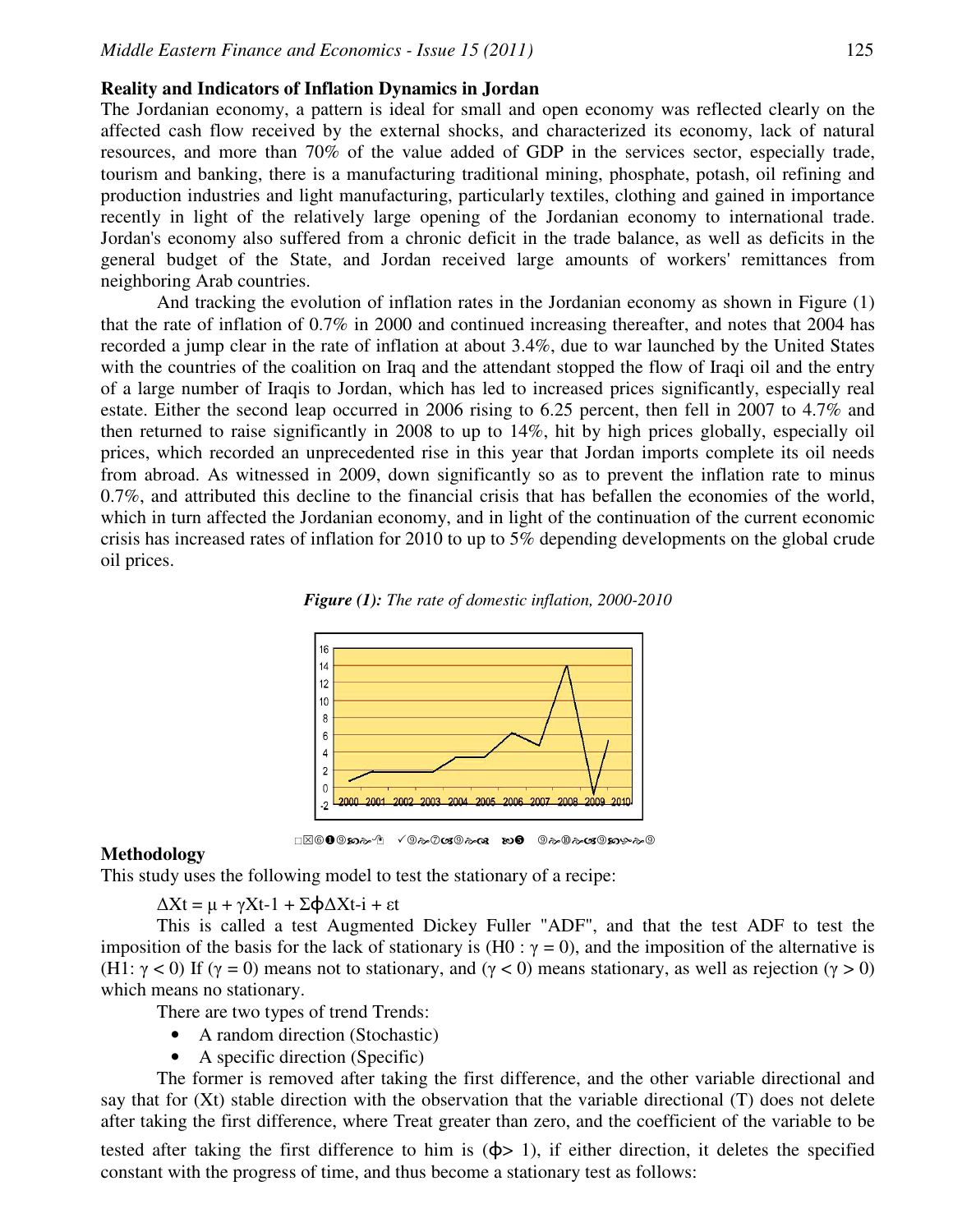## Reality and Indicators of Inflation Dynamics in Jordan

The Jordanian economy, a pattern is ideal for small and open economy was reflected clearly on the affected cash flow received by the external shocks, and characterized its economy, lack of natural resources, and more than 70% of the value added of GDP in the services sector, especially trade, tourism and banking, there is a manufacturing traditional mining, phosphate, potash, oil refining and production industries and light manufacturing, particularly textiles, clothing and gained in importance recently in light of the relatively large opening of the Jordanian economy to international trade. Jordan's economy also suffered from a chronic deficit in the trade balance, as well as deficits in the general budget of the State, and Jordan received large amounts of workers' remittances from neighboring Arab countries.

And tracking the evolution of inflation rates in the Jordanian economy as shown in Figure (1) that the rate of inflation of 0.7% in 2000 and continued increasing thereafter, and notes that 2004 has recorded a jump clear in the rate of inflation at about 3.4%, due to war launched by the United States with the countries of the coalition on Iraq and the attendant stopped the flow of Iraqi oil and the entry of a large number of Iraqis to Jordan, which has led to increased prices significantly, especially real estate. Either the second leap occurred in 2006 rising to 6.25 percent, then fell in 2007 to 4.7% and then returned to raise significantly in 2008 to up to 14%, hit by high prices globally, especially oil prices, which recorded an unprecedented rise in this year that Jordan imports complete its oil needs from abroad. As witnessed in 2009, down significantly so as to prevent the inflation rate to minus 0.7%, and attributed this decline to the financial crisis that has befallen the economies of the world, which in turn affected the Jordanian economy, and in light of the continuation of the current economic crisis has increased rates of inflation for 2010 to up to 5% depending developments on the global crude oil prices.

***Figure (1):*** *The rate of domestic inflation, 2000-2010*

## Methodology

This study uses the following model to test the stationary of a recipe:

$$\Delta X_t = \mu + \gamma X_{t-1} + \Sigma \phi \Delta X_{t-i} + \varepsilon_t$$

This is called a test Augmented Dickey Fuller "ADF", and that the test ADF to test the imposition of the basis for the lack of stationary is ($H_0 : \gamma = 0$), and the imposition of the alternative is ($H_1: \gamma < 0$) If ($\gamma = 0$) means not to stationary, and ($\gamma < 0$) means stationary, as well as rejection ($\gamma > 0$) which means no stationary.

There are two types of trend Trends:

- A random direction (Stochastic)
- A specific direction (Specific)

The former is removed after taking the first difference, and the other variable directional and say that for ($X_t$) stable direction with the observation that the variable directional (T) does not delete after taking the first difference, where Treat greater than zero, and the coefficient of the variable to be tested after taking the first difference to him is ($\phi > 1$), if either direction, it deletes the specified constant with the progress of time, and thus become a stationary test as follows: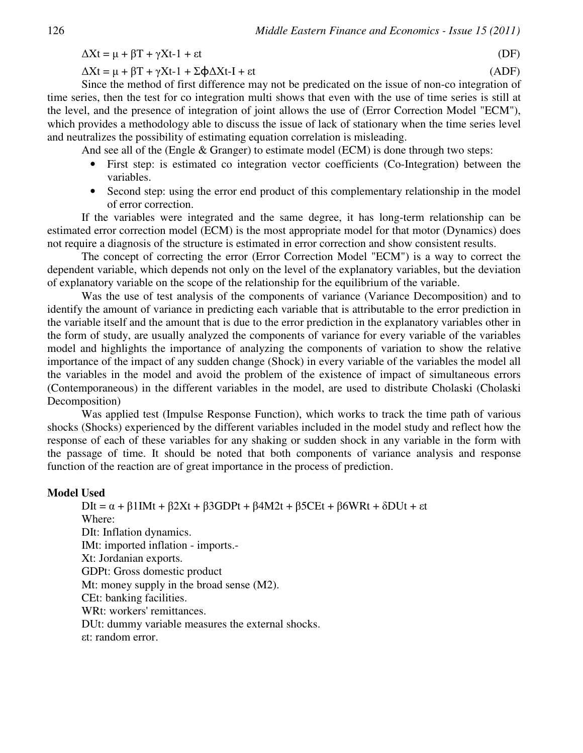$$\Delta X_t = \mu + \beta T + \gamma X_{t-1} + \varepsilon_t \quad \text{(DF)}$$

$$\Delta X_t = \mu + \beta T + \gamma X_{t-1} + \Sigma \phi \Delta X_{t-I} + \varepsilon_t \quad \text{(ADF)}$$

Since the method of first difference may not be predicated on the issue of non-co integration of time series, then the test for co integration multi shows that even with the use of time series is still at the level, and the presence of integration of joint allows the use of (Error Correction Model "ECM"), which provides a methodology able to discuss the issue of lack of stationary when the time series level and neutralizes the possibility of estimating equation correlation is misleading.

And see all of the (Engle & Granger) to estimate model (ECM) is done through two steps:

- First step: is estimated co integration vector coefficients (Co-Integration) between the variables.
- Second step: using the error end product of this complementary relationship in the model of error correction.

If the variables were integrated and the same degree, it has long-term relationship can be estimated error correction model (ECM) is the most appropriate model for that motor (Dynamics) does not require a diagnosis of the structure is estimated in error correction and show consistent results.

The concept of correcting the error (Error Correction Model "ECM") is a way to correct the dependent variable, which depends not only on the level of the explanatory variables, but the deviation of explanatory variable on the scope of the relationship for the equilibrium of the variable.

Was the use of test analysis of the components of variance (Variance Decomposition) and to identify the amount of variance in predicting each variable that is attributable to the error prediction in the variable itself and the amount that is due to the error prediction in the explanatory variables other in the form of study, are usually analyzed the components of variance for every variable of the variables model and highlights the importance of analyzing the components of variation to show the relative importance of the impact of any sudden change (Shock) in every variable of the variables the model all the variables in the model and avoid the problem of the existence of impact of simultaneous errors (Contemporaneous) in the different variables in the model, are used to distribute Cholaski (Cholaski Decomposition)

Was applied test (Impulse Response Function), which works to track the time path of various shocks (Shocks) experienced by the different variables included in the model study and reflect how the response of each of these variables for any shaking or sudden shock in any variable in the form with the passage of time. It should be noted that both components of variance analysis and response function of the reaction are of great importance in the process of prediction.

**Model Used**

$$DI_t = \alpha + \beta_1 IM_t + \beta_2 X_t + \beta_3 GDP_t + \beta_4 M2_t + \beta_5 CE_t + \beta_6 WR_t + \delta DU_t + \varepsilon_t$$

Where:

$DI_t$: Inflation dynamics.

$IM_t$: imported inflation - imports.-

$X_t$: Jordanian exports.

$GDP_t$: Gross domestic product

$M_t$: money supply in the broad sense (M2).

$CE_t$: banking facilities.

$WR_t$: workers' remittances.

$DU_t$: dummy variable measures the external shocks.

$\varepsilon_t$: random error.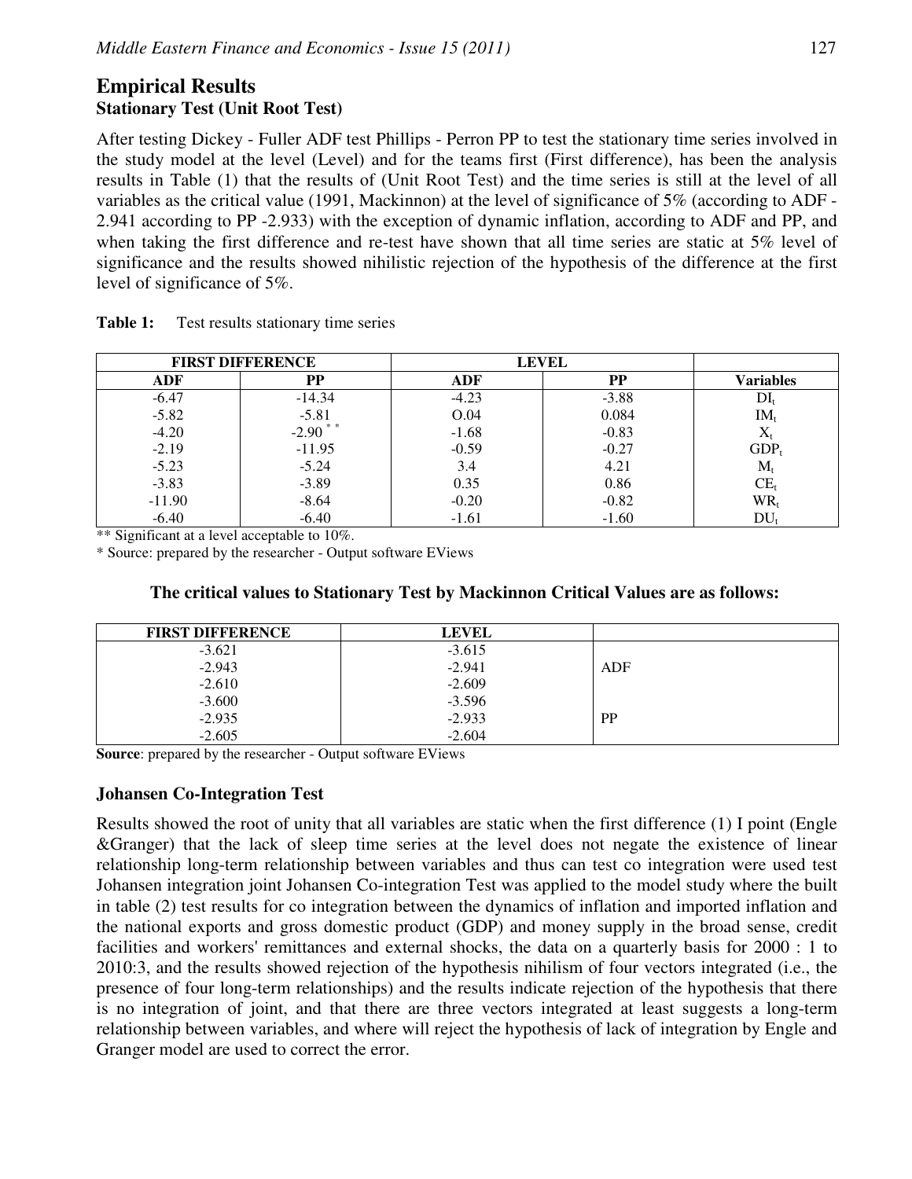## Empirical Results

### Stationary Test (Unit Root Test)

After testing Dickey - Fuller ADF test Phillips - Perron PP to test the stationary time series involved in the study model at the level (Level) and for the teams first (First difference), has been the analysis results in Table (1) that the results of (Unit Root Test) and the time series is still at the level of all variables as the critical value (1991, Mackinnon) at the level of significance of 5% (according to ADF -2.941 according to PP -2.933) with the exception of dynamic inflation, according to ADF and PP, and when taking the first difference and re-test have shown that all time series are static at 5% level of significance and the results showed nihilistic rejection of the hypothesis of the difference at the first level of significance of 5%.

**Table 1:** Test results stationary time series

| FIRST DIFFERENCE | | LEVEL | | |
|---|---|---|---|---|
| **ADF** | **PP** | **ADF** | **PP** | **Variables** |
| -6.47 | -14.34 | -4.23 | -3.88 | $DI_t$ |
| -5.82 | -5.81 | O.04 | 0.084 | $IM_t$ |
| -4.20 | -2.90 ** | -1.68 | -0.83 | $X_t$ |
| -2.19 | -11.95 | -0.59 | -0.27 | $GDP_t$ |
| -5.23 | -5.24 | 3.4 | 4.21 | $M_t$ |
| -3.83 | -3.89 | 0.35 | 0.86 | $CE_t$ |
| -11.90 | -8.64 | -0.20 | -0.82 | $WR_t$ |
| -6.40 | -6.40 | -1.61 | -1.60 | $DU_t$ |

** Significant at a level acceptable to 10%.

* Source: prepared by the researcher - Output software EViews

**The critical values to Stationary Test by Mackinnon Critical Values are as follows:**

| FIRST DIFFERENCE | LEVEL | |
|---|---|---|
| -3.621 | -3.615 | |
| -2.943 | -2.941 | ADF |
| -2.610 | -2.609 | |
| -3.600 | -3.596 | |
| -2.935 | -2.933 | PP |
| -2.605 | -2.604 | |

**Source**: prepared by the researcher - Output software EViews

### Johansen Co-Integration Test

Results showed the root of unity that all variables are static when the first difference (1) I point (Engle &Granger) that the lack of sleep time series at the level does not negate the existence of linear relationship long-term relationship between variables and thus can test co integration were used test Johansen integration joint Johansen Co-integration Test was applied to the model study where the built in table (2) test results for co integration between the dynamics of inflation and imported inflation and the national exports and gross domestic product (GDP) and money supply in the broad sense, credit facilities and workers' remittances and external shocks, the data on a quarterly basis for 2000 : 1 to 2010:3, and the results showed rejection of the hypothesis nihilism of four vectors integrated (i.e., the presence of four long-term relationships) and the results indicate rejection of the hypothesis that there is no integration of joint, and that there are three vectors integrated at least suggests a long-term relationship between variables, and where will reject the hypothesis of lack of integration by Engle and Granger model are used to correct the error.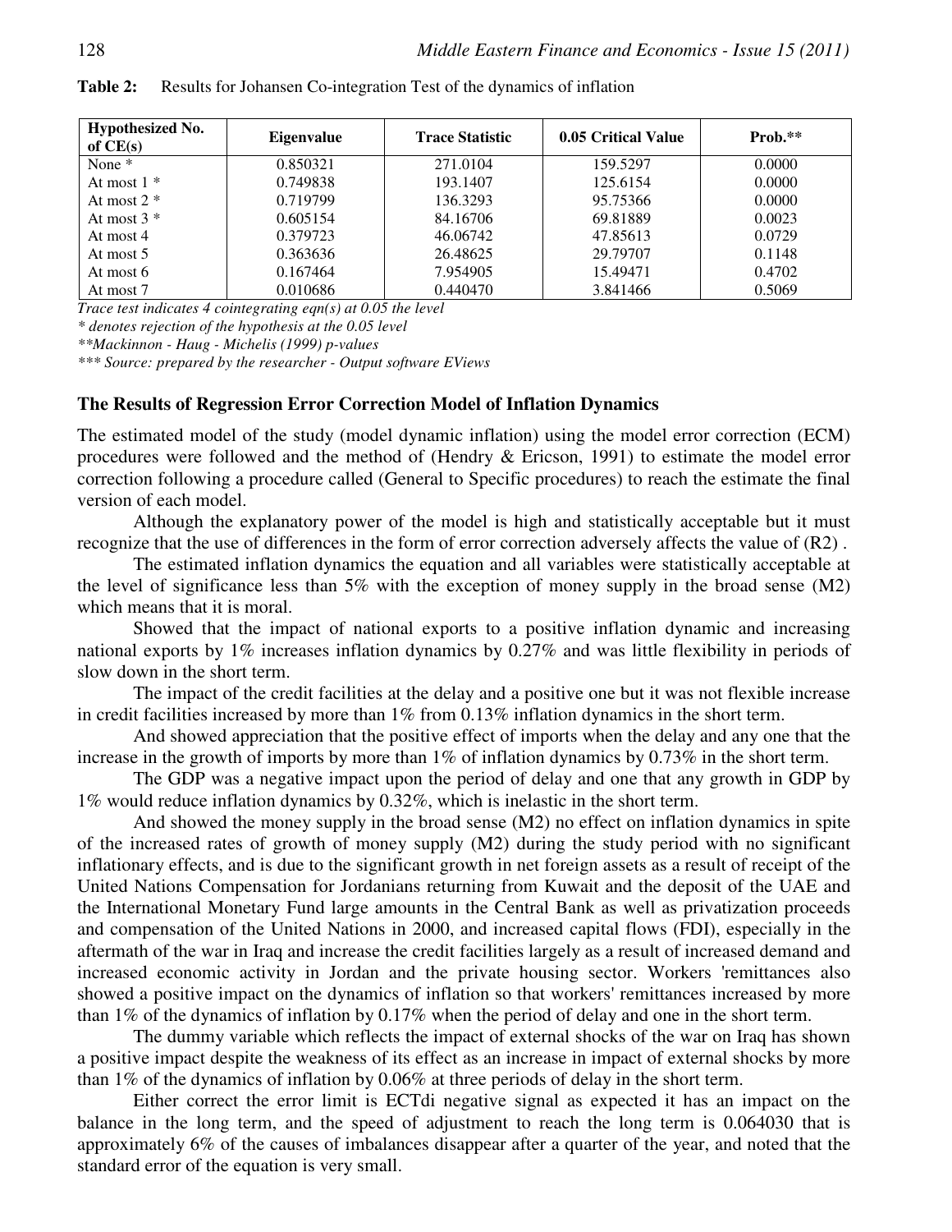**Table 2:** Results for Johansen Co-integration Test of the dynamics of inflation

| Hypothesized No. of CE(s) | Eigenvalue | Trace Statistic | 0.05 Critical Value | Prob.** |
|---|---|---|---|---|
| None * | 0.850321 | 271.0104 | 159.5297 | 0.0000 |
| At most 1 * | 0.749838 | 193.1407 | 125.6154 | 0.0000 |
| At most 2 * | 0.719799 | 136.3293 | 95.75366 | 0.0000 |
| At most 3 * | 0.605154 | 84.16706 | 69.81889 | 0.0023 |
| At most 4 | 0.379723 | 46.06742 | 47.85613 | 0.0729 |
| At most 5 | 0.363636 | 26.48625 | 29.79707 | 0.1148 |
| At most 6 | 0.167464 | 7.954905 | 15.49471 | 0.4702 |
| At most 7 | 0.010686 | 0.440470 | 3.841466 | 0.5069 |

*Trace test indicates 4 cointegrating eqn(s) at 0.05 the level*

*\* denotes rejection of the hypothesis at the 0.05 level*

*\*\*Mackinnon - Haug - Michelis (1999) p-values*

*\*\*\* Source: prepared by the researcher - Output software EViews*

### The Results of Regression Error Correction Model of Inflation Dynamics

The estimated model of the study (model dynamic inflation) using the model error correction (ECM) procedures were followed and the method of (Hendry & Ericson, 1991) to estimate the model error correction following a procedure called (General to Specific procedures) to reach the estimate the final version of each model.

Although the explanatory power of the model is high and statistically acceptable but it must recognize that the use of differences in the form of error correction adversely affects the value of (R2) .

The estimated inflation dynamics the equation and all variables were statistically acceptable at the level of significance less than 5% with the exception of money supply in the broad sense (M2) which means that it is moral.

Showed that the impact of national exports to a positive inflation dynamic and increasing national exports by 1% increases inflation dynamics by 0.27% and was little flexibility in periods of slow down in the short term.

The impact of the credit facilities at the delay and a positive one but it was not flexible increase in credit facilities increased by more than 1% from 0.13% inflation dynamics in the short term.

And showed appreciation that the positive effect of imports when the delay and any one that the increase in the growth of imports by more than 1% of inflation dynamics by 0.73% in the short term.

The GDP was a negative impact upon the period of delay and one that any growth in GDP by 1% would reduce inflation dynamics by 0.32%, which is inelastic in the short term.

And showed the money supply in the broad sense (M2) no effect on inflation dynamics in spite of the increased rates of growth of money supply (M2) during the study period with no significant inflationary effects, and is due to the significant growth in net foreign assets as a result of receipt of the United Nations Compensation for Jordanians returning from Kuwait and the deposit of the UAE and the International Monetary Fund large amounts in the Central Bank as well as privatization proceeds and compensation of the United Nations in 2000, and increased capital flows (FDI), especially in the aftermath of the war in Iraq and increase the credit facilities largely as a result of increased demand and increased economic activity in Jordan and the private housing sector. Workers 'remittances also showed a positive impact on the dynamics of inflation so that workers' remittances increased by more than 1% of the dynamics of inflation by 0.17% when the period of delay and one in the short term.

The dummy variable which reflects the impact of external shocks of the war on Iraq has shown a positive impact despite the weakness of its effect as an increase in impact of external shocks by more than 1% of the dynamics of inflation by 0.06% at three periods of delay in the short term.

Either correct the error limit is ECTdi negative signal as expected it has an impact on the balance in the long term, and the speed of adjustment to reach the long term is 0.064030 that is approximately 6% of the causes of imbalances disappear after a quarter of the year, and noted that the standard error of the equation is very small.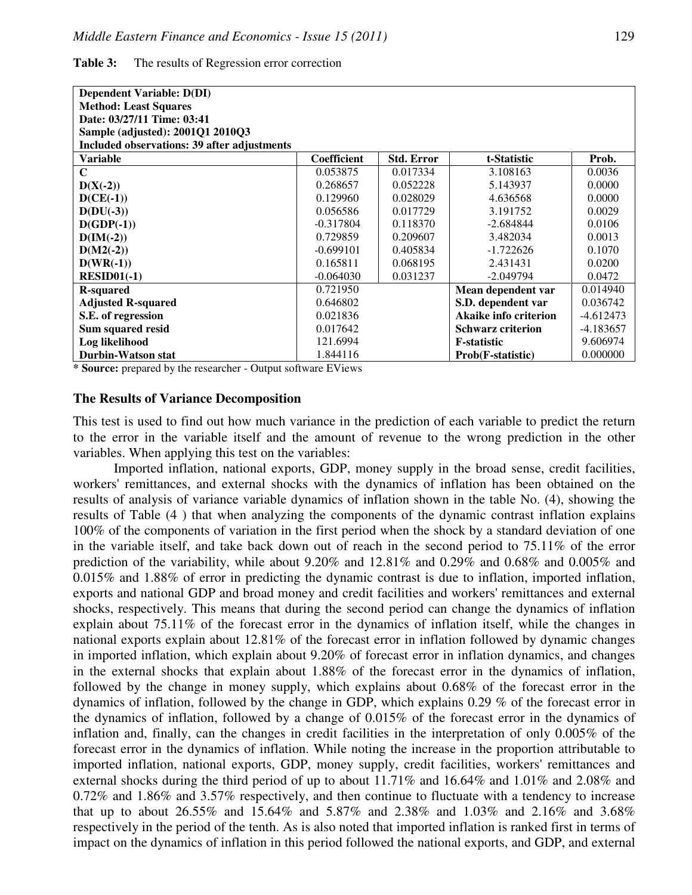**Table 3:** The results of Regression error correction

| Dependent Variable: D(DI) | | | | |
|---|---|---|---|---|
| **Method: Least Squares** | | | | |
| **Date: 03/27/11 Time: 03:41** | | | | |
| **Sample (adjusted): 2001Q1 2010Q3** | | | | |
| **Included observations: 39 after adjustments** | | | | |
| **Variable** | **Coefficient** | **Std. Error** | **t-Statistic** | **Prob.** |
| **C** | 0.053875 | 0.017334 | 3.108163 | 0.0036 |
| **D(X(-2))** | 0.268657 | 0.052228 | 5.143937 | 0.0000 |
| **D(CE(-1))** | 0.129960 | 0.028029 | 4.636568 | 0.0000 |
| **D(DU(-3))** | 0.056586 | 0.017729 | 3.191752 | 0.0029 |
| **D(GDP(-1))** | -0.317804 | 0.118370 | -2.684844 | 0.0106 |
| **D(IM(-2))** | 0.729859 | 0.209607 | 3.482034 | 0.0013 |
| **D(M2(-2))** | -0.699101 | 0.405834 | -1.722626 | 0.1070 |
| **D(WR(-1))** | 0.165811 | 0.068195 | 2.431431 | 0.0200 |
| **RESID01(-1)** | -0.064030 | 0.031237 | -2.049794 | 0.0472 |
| **R-squared** | 0.721950 | | **Mean dependent var** | 0.014940 |
| **Adjusted R-squared** | 0.646802 | | **S.D. dependent var** | 0.036742 |
| **S.E. of regression** | 0.021836 | | **Akaike info criterion** | -4.612473 |
| **Sum squared resid** | 0.017642 | | **Schwarz criterion** | -4.183657 |
| **Log likelihood** | 121.6994 | | **F-statistic** | 9.606974 |
| **Durbin-Watson stat** | 1.844116 | | **Prob(F-statistic)** | 0.000000 |

**\* Source:** prepared by the researcher - Output software EViews

### The Results of Variance Decomposition

This test is used to find out how much variance in the prediction of each variable to predict the return to the error in the variable itself and the amount of revenue to the wrong prediction in the other variables. When applying this test on the variables:

Imported inflation, national exports, GDP, money supply in the broad sense, credit facilities, workers' remittances, and external shocks with the dynamics of inflation has been obtained on the results of analysis of variance variable dynamics of inflation shown in the table No. (4), showing the results of Table (4 ) that when analyzing the components of the dynamic contrast inflation explains 100% of the components of variation in the first period when the shock by a standard deviation of one in the variable itself, and take back down out of reach in the second period to 75.11% of the error prediction of the variability, while about 9.20% and 12.81% and 0.29% and 0.68% and 0.005% and 0.015% and 1.88% of error in predicting the dynamic contrast is due to inflation, imported inflation, exports and national GDP and broad money and credit facilities and workers' remittances and external shocks, respectively. This means that during the second period can change the dynamics of inflation explain about 75.11% of the forecast error in the dynamics of inflation itself, while the changes in national exports explain about 12.81% of the forecast error in inflation followed by dynamic changes in imported inflation, which explain about 9.20% of forecast error in inflation dynamics, and changes in the external shocks that explain about 1.88% of the forecast error in the dynamics of inflation, followed by the change in money supply, which explains about 0.68% of the forecast error in the dynamics of inflation, followed by the change in GDP, which explains 0.29 % of the forecast error in the dynamics of inflation, followed by a change of 0.015% of the forecast error in the dynamics of inflation and, finally, can the changes in credit facilities in the interpretation of only 0.005% of the forecast error in the dynamics of inflation. While noting the increase in the proportion attributable to imported inflation, national exports, GDP, money supply, credit facilities, workers' remittances and external shocks during the third period of up to about 11.71% and 16.64% and 1.01% and 2.08% and 0.72% and 1.86% and 3.57% respectively, and then continue to fluctuate with a tendency to increase that up to about 26.55% and 15.64% and 5.87% and 2.38% and 1.03% and 2.16% and 3.68% respectively in the period of the tenth. As is also noted that imported inflation is ranked first in terms of impact on the dynamics of inflation in this period followed the national exports, and GDP, and external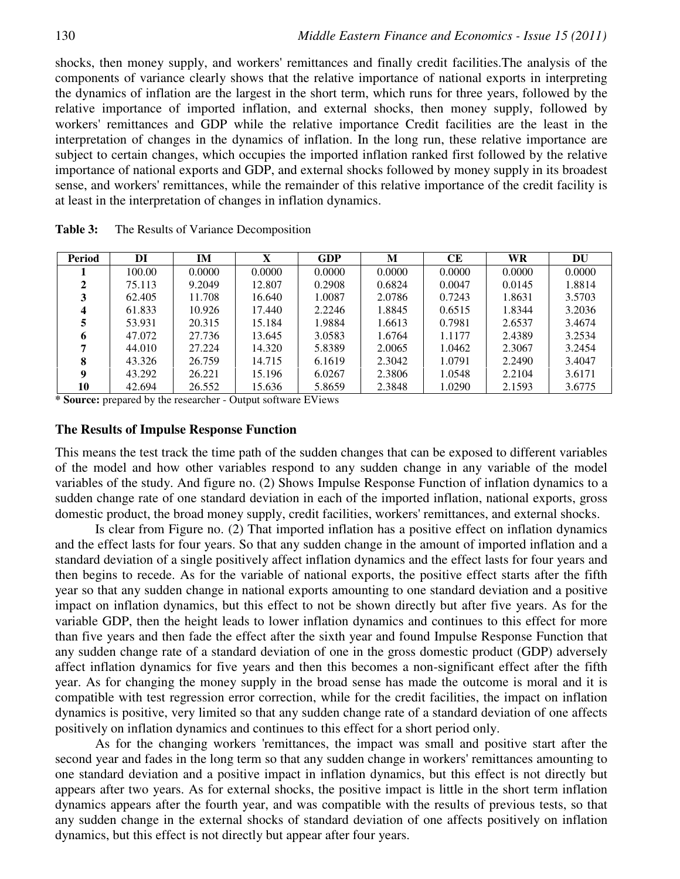shocks, then money supply, and workers' remittances and finally credit facilities.The analysis of the components of variance clearly shows that the relative importance of national exports in interpreting the dynamics of inflation are the largest in the short term, which runs for three years, followed by the relative importance of imported inflation, and external shocks, then money supply, followed by workers' remittances and GDP while the relative importance Credit facilities are the least in the interpretation of changes in the dynamics of inflation. In the long run, these relative importance are subject to certain changes, which occupies the imported inflation ranked first followed by the relative importance of national exports and GDP, and external shocks followed by money supply in its broadest sense, and workers' remittances, while the remainder of this relative importance of the credit facility is at least in the interpretation of changes in inflation dynamics.

**Table 3:** The Results of Variance Decomposition

| Period | DI | IM | X | GDP | M | CE | WR | DU |
|---|---|---|---|---|---|---|---|---|
| 1 | 100.00 | 0.0000 | 0.0000 | 0.0000 | 0.0000 | 0.0000 | 0.0000 | 0.0000 |
| 2 | 75.113 | 9.2049 | 12.807 | 0.2908 | 0.6824 | 0.0047 | 0.0145 | 1.8814 |
| 3 | 62.405 | 11.708 | 16.640 | 1.0087 | 2.0786 | 0.7243 | 1.8631 | 3.5703 |
| 4 | 61.833 | 10.926 | 17.440 | 2.2246 | 1.8845 | 0.6515 | 1.8344 | 3.2036 |
| 5 | 53.931 | 20.315 | 15.184 | 1.9884 | 1.6613 | 0.7981 | 2.6537 | 3.4674 |
| 6 | 47.072 | 27.736 | 13.645 | 3.0583 | 1.6764 | 1.1177 | 2.4389 | 3.2534 |
| 7 | 44.010 | 27.224 | 14.320 | 5.8389 | 2.0065 | 1.0462 | 2.3067 | 3.2454 |
| 8 | 43.326 | 26.759 | 14.715 | 6.1619 | 2.3042 | 1.0791 | 2.2490 | 3.4047 |
| 9 | 43.292 | 26.221 | 15.196 | 6.0267 | 2.3806 | 1.0548 | 2.2104 | 3.6171 |
| 10 | 42.694 | 26.552 | 15.636 | 5.8659 | 2.3848 | 1.0290 | 2.1593 | 3.6775 |

**\* Source:** prepared by the researcher - Output software EViews

### The Results of Impulse Response Function

This means the test track the time path of the sudden changes that can be exposed to different variables of the model and how other variables respond to any sudden change in any variable of the model variables of the study. And figure no. (2) Shows Impulse Response Function of inflation dynamics to a sudden change rate of one standard deviation in each of the imported inflation, national exports, gross domestic product, the broad money supply, credit facilities, workers' remittances, and external shocks.

Is clear from Figure no. (2) That imported inflation has a positive effect on inflation dynamics and the effect lasts for four years. So that any sudden change in the amount of imported inflation and a standard deviation of a single positively affect inflation dynamics and the effect lasts for four years and then begins to recede. As for the variable of national exports, the positive effect starts after the fifth year so that any sudden change in national exports amounting to one standard deviation and a positive impact on inflation dynamics, but this effect to not be shown directly but after five years. As for the variable GDP, then the height leads to lower inflation dynamics and continues to this effect for more than five years and then fade the effect after the sixth year and found Impulse Response Function that any sudden change rate of a standard deviation of one in the gross domestic product (GDP) adversely affect inflation dynamics for five years and then this becomes a non-significant effect after the fifth year. As for changing the money supply in the broad sense has made the outcome is moral and it is compatible with test regression error correction, while for the credit facilities, the impact on inflation dynamics is positive, very limited so that any sudden change rate of a standard deviation of one affects positively on inflation dynamics and continues to this effect for a short period only.

As for the changing workers 'remittances, the impact was small and positive start after the second year and fades in the long term so that any sudden change in workers' remittances amounting to one standard deviation and a positive impact in inflation dynamics, but this effect is not directly but appears after two years. As for external shocks, the positive impact is little in the short term inflation dynamics appears after the fourth year, and was compatible with the results of previous tests, so that any sudden change in the external shocks of standard deviation of one affects positively on inflation dynamics, but this effect is not directly but appear after four years.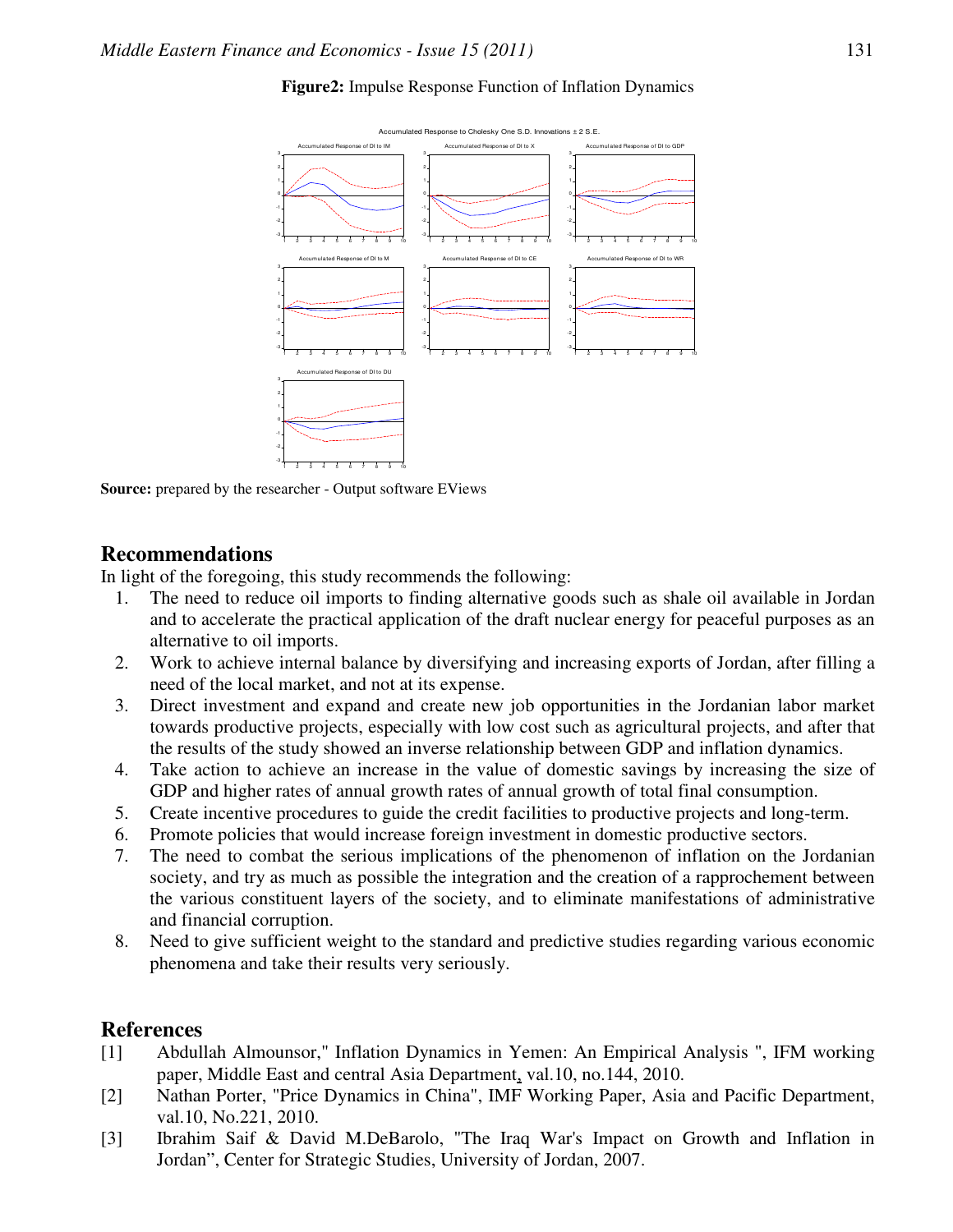**Figure2:** Impulse Response Function of Inflation Dynamics

**Source:** prepared by the researcher - Output software EViews

## Recommendations

In light of the foregoing, this study recommends the following:

1. The need to reduce oil imports to finding alternative goods such as shale oil available in Jordan and to accelerate the practical application of the draft nuclear energy for peaceful purposes as an alternative to oil imports.
2. Work to achieve internal balance by diversifying and increasing exports of Jordan, after filling a need of the local market, and not at its expense.
3. Direct investment and expand and create new job opportunities in the Jordanian labor market towards productive projects, especially with low cost such as agricultural projects, and after that the results of the study showed an inverse relationship between GDP and inflation dynamics.
4. Take action to achieve an increase in the value of domestic savings by increasing the size of GDP and higher rates of annual growth rates of annual growth of total final consumption.
5. Create incentive procedures to guide the credit facilities to productive projects and long-term.
6. Promote policies that would increase foreign investment in domestic productive sectors.
7. The need to combat the serious implications of the phenomenon of inflation on the Jordanian society, and try as much as possible the integration and the creation of a rapprochement between the various constituent layers of the society, and to eliminate manifestations of administrative and financial corruption.
8. Need to give sufficient weight to the standard and predictive studies regarding various economic phenomena and take their results very seriously.

## References

[1] Abdullah Almounsor," Inflation Dynamics in Yemen: An Empirical Analysis ", IFM working paper, Middle East and central Asia Department, val.10, no.144, 2010.

[2] Nathan Porter, "Price Dynamics in China", IMF Working Paper, Asia and Pacific Department, val.10, No.221, 2010.

[3] Ibrahim Saif & David M.DeBarolo, "The Iraq War's Impact on Growth and Inflation in Jordan", Center for Strategic Studies, University of Jordan, 2007.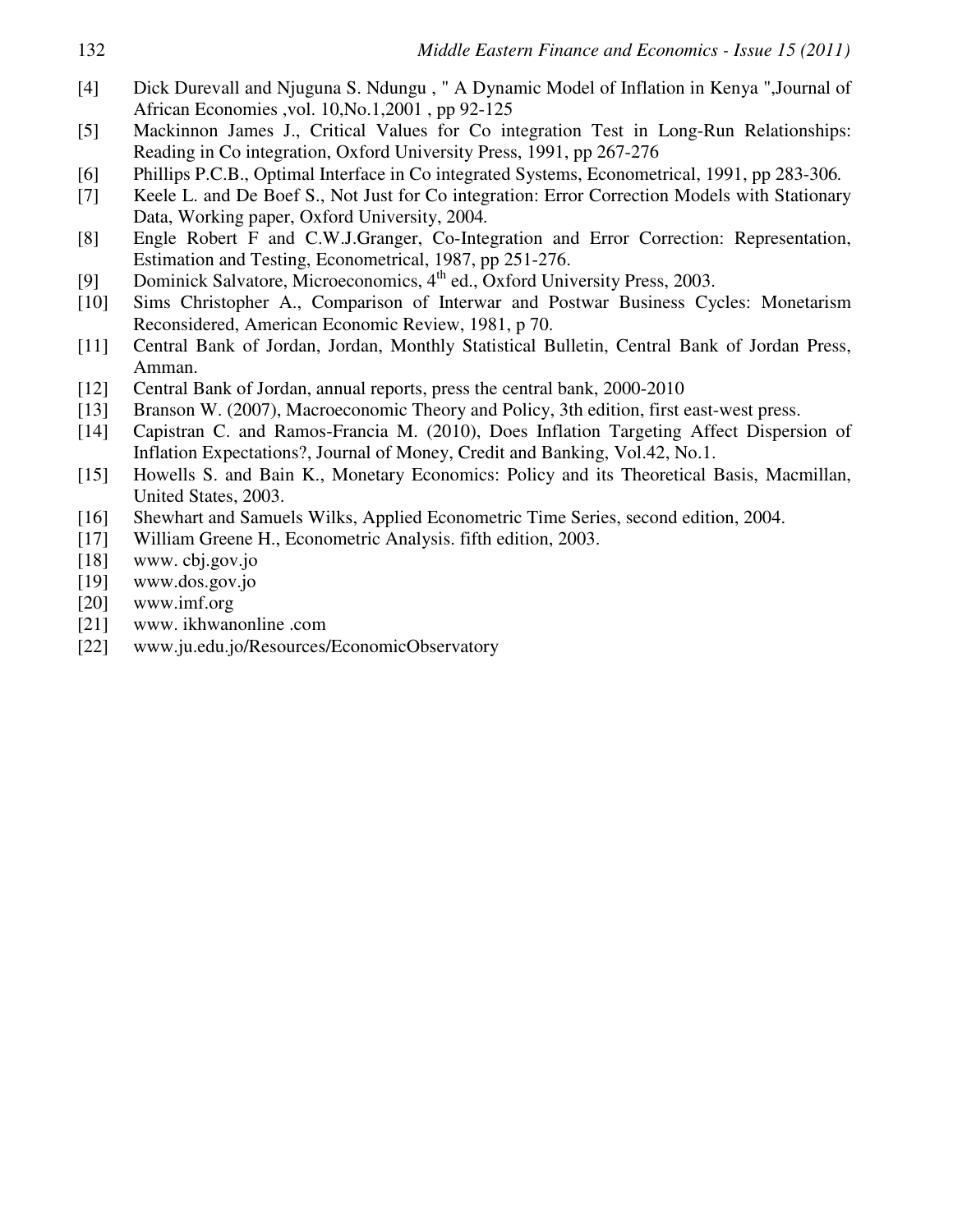[4] Dick Durevall and Njuguna S. Ndungu , " A Dynamic Model of Inflation in Kenya ",Journal of African Economies ,vol. 10,No.1,2001 , pp 92-125

[5] Mackinnon James J., Critical Values for Co integration Test in Long-Run Relationships: Reading in Co integration, Oxford University Press, 1991, pp 267-276

[6] Phillips P.C.B., Optimal Interface in Co integrated Systems, Econometrical, 1991, pp 283-306.

[7] Keele L. and De Boef S., Not Just for Co integration: Error Correction Models with Stationary Data, Working paper, Oxford University, 2004.

[8] Engle Robert F and C.W.J.Granger, Co-Integration and Error Correction: Representation, Estimation and Testing, Econometrical, 1987, pp 251-276.

[9] Dominick Salvatore, Microeconomics, 4th ed., Oxford University Press, 2003.

[10] Sims Christopher A., Comparison of Interwar and Postwar Business Cycles: Monetarism Reconsidered, American Economic Review, 1981, p 70.

[11] Central Bank of Jordan, Jordan, Monthly Statistical Bulletin, Central Bank of Jordan Press, Amman.

[12] Central Bank of Jordan, annual reports, press the central bank, 2000-2010

[13] Branson W. (2007), Macroeconomic Theory and Policy, 3th edition, first east-west press.

[14] Capistran C. and Ramos-Francia M. (2010), Does Inflation Targeting Affect Dispersion of Inflation Expectations?, Journal of Money, Credit and Banking, Vol.42, No.1.

[15] Howells S. and Bain K., Monetary Economics: Policy and its Theoretical Basis, Macmillan, United States, 2003.

[16] Shewhart and Samuels Wilks, Applied Econometric Time Series, second edition, 2004.

[17] William Greene H., Econometric Analysis. fifth edition, 2003.

[18] www. cbj.gov.jo

[19] www.dos.gov.jo

[20] www.imf.org

[21] www. ikhwanonline .com

[22] www.ju.edu.jo/Resources/EconomicObservatory